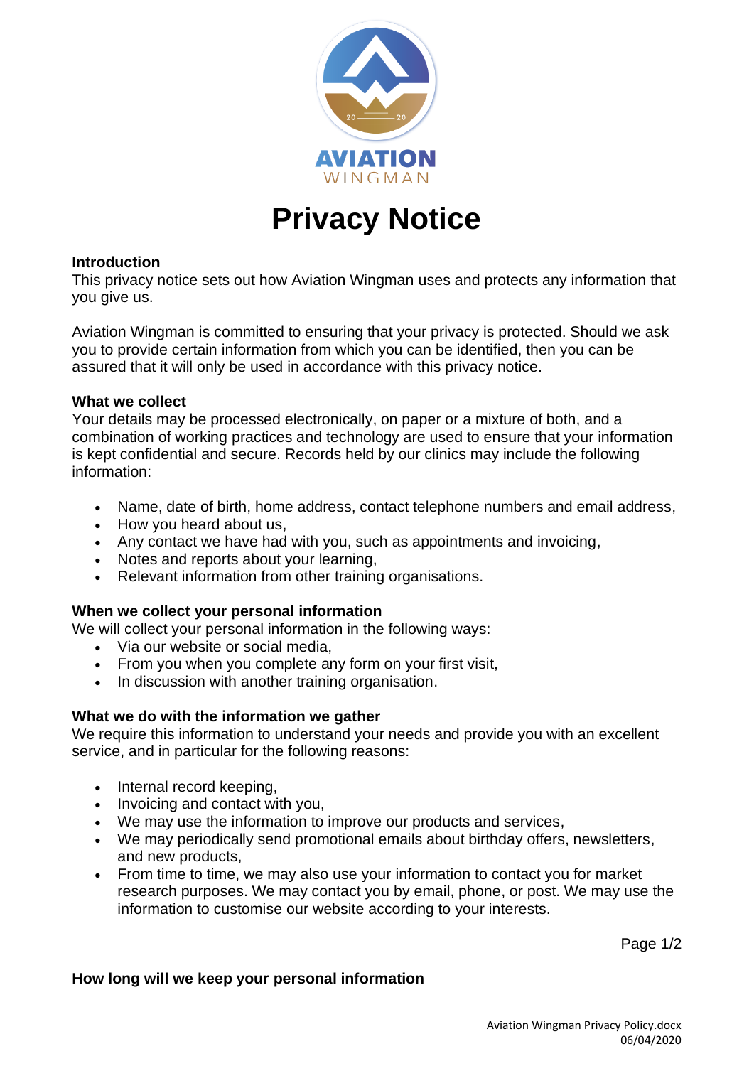# Privacy Notice

### Introduction

This privacy notice sets out how Aviation Wingman uses and protects any information that you give us.

Aviation Wingman is committed to ensuring that your privacy is protected. Should we ask you to provide certain information from which you can be identified, then you can be assured that it will only be used in accordance with this privacy notice.

### What we collect

Your details may be processed electronically, on paper or a mixture of both, and a combination of working practices and technology are used to ensure that your information is kept confidential and secure. Records held by our clinics may include the following information:

- Name, date of birth, home address, contact telephone numbers and email address,
- How you heard about us,
- Any contact we have had with you, such as appointments and invoicing,
- Notes and reports about your learning,
- Relevant information from other training organisations.

### When we collect your personal information

We will collect your personal information in the following ways:

- Via our website or social media,
- From you when you complete any form on your first visit,
- In discussion with another training organisation.

### What we do with the information we gather

We require this information to understand your needs and provide you with an excellent service, and in particular for the following reasons:

- Internal record keeping,
- Invoicing and contact with you,
- We may use the information to improve our products and services,
- We may periodically send promotional emails about birthday offers, newsletters, and new products,
- From time to time, we may also use your information to contact you for market research purposes. We may contact you by email, phone, or post. We may use the information to customise our website according to your interests.

### How long will we keep your personal information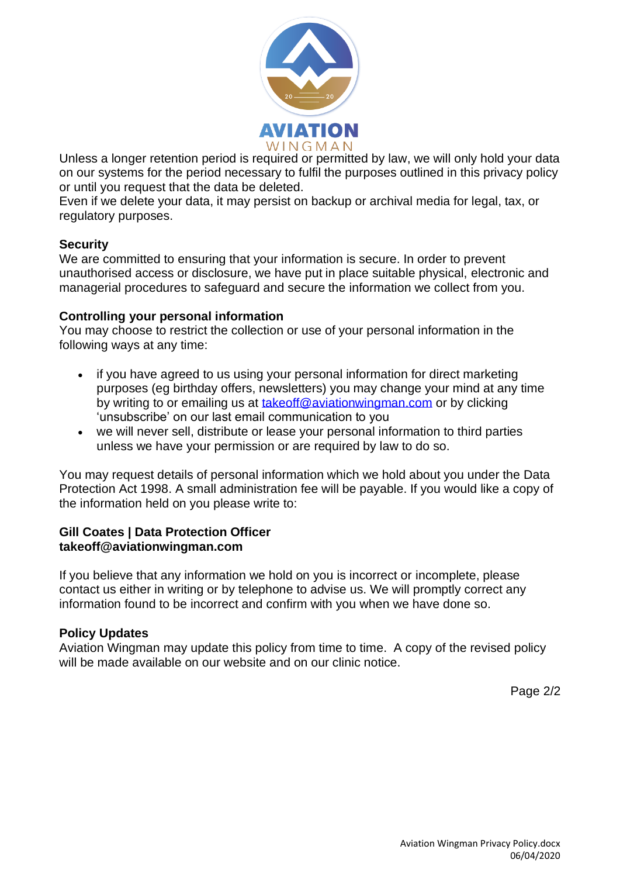Unless a longer retention period is required or permitted by law, we will only hold your data on our systems for the period necessary to fulfil the purposes outlined in this privacy policy or until you request that the data be deleted.
Even if we delete your data, it may persist on backup or archival media for legal, tax, or regulatory purposes.

**Security**
We are committed to ensuring that your information is secure. In order to prevent unauthorised access or disclosure, we have put in place suitable physical, electronic and managerial procedures to safeguard and secure the information we collect from you.

**Controlling your personal information**
You may choose to restrict the collection or use of your personal information in the following ways at any time:

- if you have agreed to us using your personal information for direct marketing purposes (eg birthday offers, newsletters) you may change your mind at any time by writing to or emailing us at takeoff@aviationwingman.com or by clicking 'unsubscribe' on our last email communication to you
- we will never sell, distribute or lease your personal information to third parties unless we have your permission or are required by law to do so.

You may request details of personal information which we hold about you under the Data Protection Act 1998. A small administration fee will be payable. If you would like a copy of the information held on you please write to:

**Gill Coates | Data Protection Officer**
**takeoff@aviationwingman.com**

If you believe that any information we hold on you is incorrect or incomplete, please contact us either in writing or by telephone to advise us. We will promptly correct any information found to be incorrect and confirm with you when we have done so.

**Policy Updates**
Aviation Wingman may update this policy from time to time. A copy of the revised policy will be made available on our website and on our clinic notice.